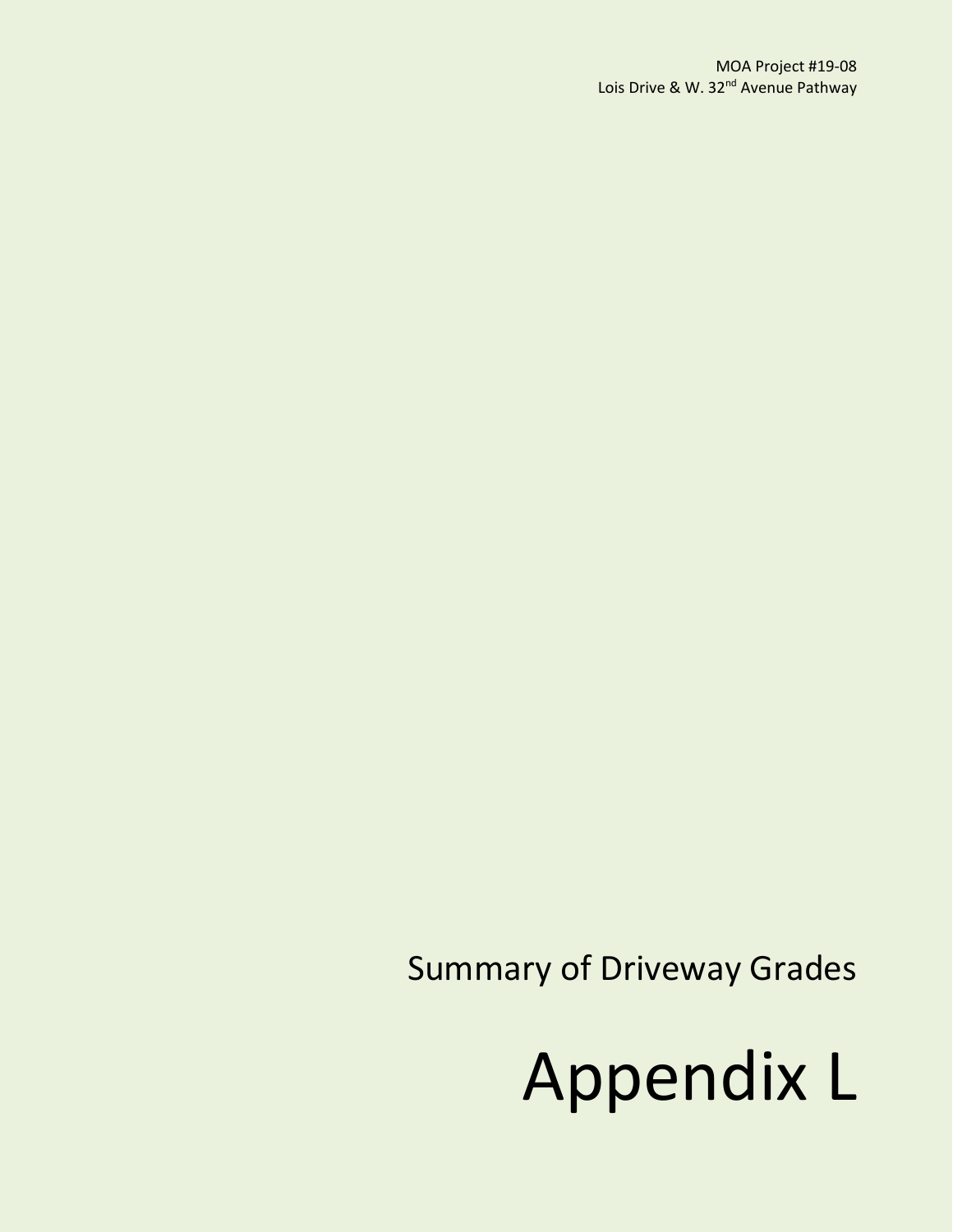MOA Project #19-08
Lois Drive & W. 32nd Avenue Pathway

## Summary of Driveway Grades

# Appendix L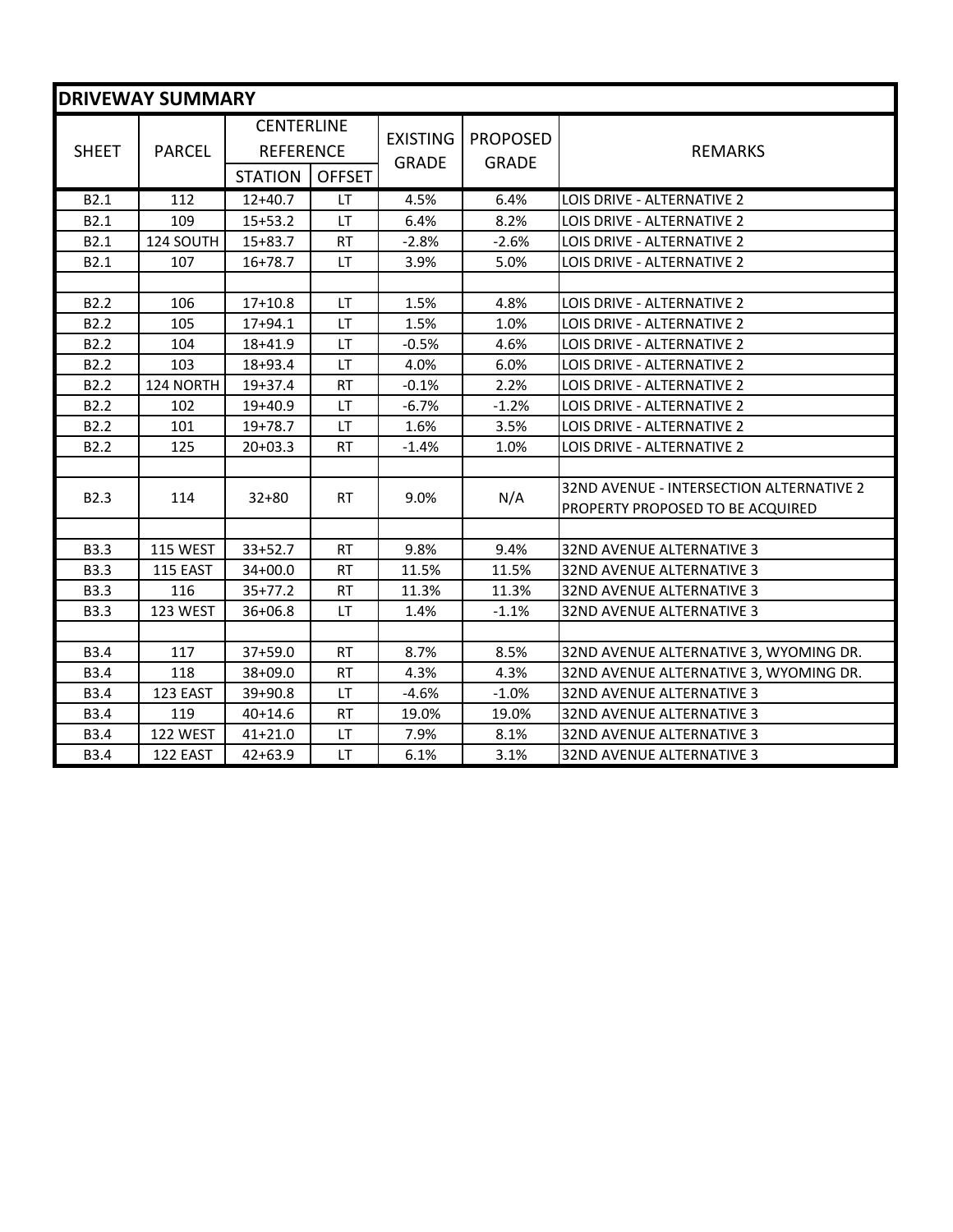## DRIVEWAY SUMMARY

| SHEET | PARCEL | CENTERLINE REFERENCE | | EXISTING GRADE | PROPOSED GRADE | REMARKS |
|---|---|---|---|---|---|---|
| | | STATION | OFFSET | | | |
| B2.1 | 112 | 12+40.7 | LT | 4.5% | 6.4% | LOIS DRIVE - ALTERNATIVE 2 |
| B2.1 | 109 | 15+53.2 | LT | 6.4% | 8.2% | LOIS DRIVE - ALTERNATIVE 2 |
| B2.1 | 124 SOUTH | 15+83.7 | RT | -2.8% | -2.6% | LOIS DRIVE - ALTERNATIVE 2 |
| B2.1 | 107 | 16+78.7 | LT | 3.9% | 5.0% | LOIS DRIVE - ALTERNATIVE 2 |
| | | | | | | |
| B2.2 | 106 | 17+10.8 | LT | 1.5% | 4.8% | LOIS DRIVE - ALTERNATIVE 2 |
| B2.2 | 105 | 17+94.1 | LT | 1.5% | 1.0% | LOIS DRIVE - ALTERNATIVE 2 |
| B2.2 | 104 | 18+41.9 | LT | -0.5% | 4.6% | LOIS DRIVE - ALTERNATIVE 2 |
| B2.2 | 103 | 18+93.4 | LT | 4.0% | 6.0% | LOIS DRIVE - ALTERNATIVE 2 |
| B2.2 | 124 NORTH | 19+37.4 | RT | -0.1% | 2.2% | LOIS DRIVE - ALTERNATIVE 2 |
| B2.2 | 102 | 19+40.9 | LT | -6.7% | -1.2% | LOIS DRIVE - ALTERNATIVE 2 |
| B2.2 | 101 | 19+78.7 | LT | 1.6% | 3.5% | LOIS DRIVE - ALTERNATIVE 2 |
| B2.2 | 125 | 20+03.3 | RT | -1.4% | 1.0% | LOIS DRIVE - ALTERNATIVE 2 |
| | | | | | | |
| B2.3 | 114 | 32+80 | RT | 9.0% | N/A | 32ND AVENUE - INTERSECTION ALTERNATIVE 2 PROPERTY PROPOSED TO BE ACQUIRED |
| | | | | | | |
| B3.3 | 115 WEST | 33+52.7 | RT | 9.8% | 9.4% | 32ND AVENUE ALTERNATIVE 3 |
| B3.3 | 115 EAST | 34+00.0 | RT | 11.5% | 11.5% | 32ND AVENUE ALTERNATIVE 3 |
| B3.3 | 116 | 35+77.2 | RT | 11.3% | 11.3% | 32ND AVENUE ALTERNATIVE 3 |
| B3.3 | 123 WEST | 36+06.8 | LT | 1.4% | -1.1% | 32ND AVENUE ALTERNATIVE 3 |
| | | | | | | |
| B3.4 | 117 | 37+59.0 | RT | 8.7% | 8.5% | 32ND AVENUE ALTERNATIVE 3, WYOMING DR. |
| B3.4 | 118 | 38+09.0 | RT | 4.3% | 4.3% | 32ND AVENUE ALTERNATIVE 3, WYOMING DR. |
| B3.4 | 123 EAST | 39+90.8 | LT | -4.6% | -1.0% | 32ND AVENUE ALTERNATIVE 3 |
| B3.4 | 119 | 40+14.6 | RT | 19.0% | 19.0% | 32ND AVENUE ALTERNATIVE 3 |
| B3.4 | 122 WEST | 41+21.0 | LT | 7.9% | 8.1% | 32ND AVENUE ALTERNATIVE 3 |
| B3.4 | 122 EAST | 42+63.9 | LT | 6.1% | 3.1% | 32ND AVENUE ALTERNATIVE 3 |